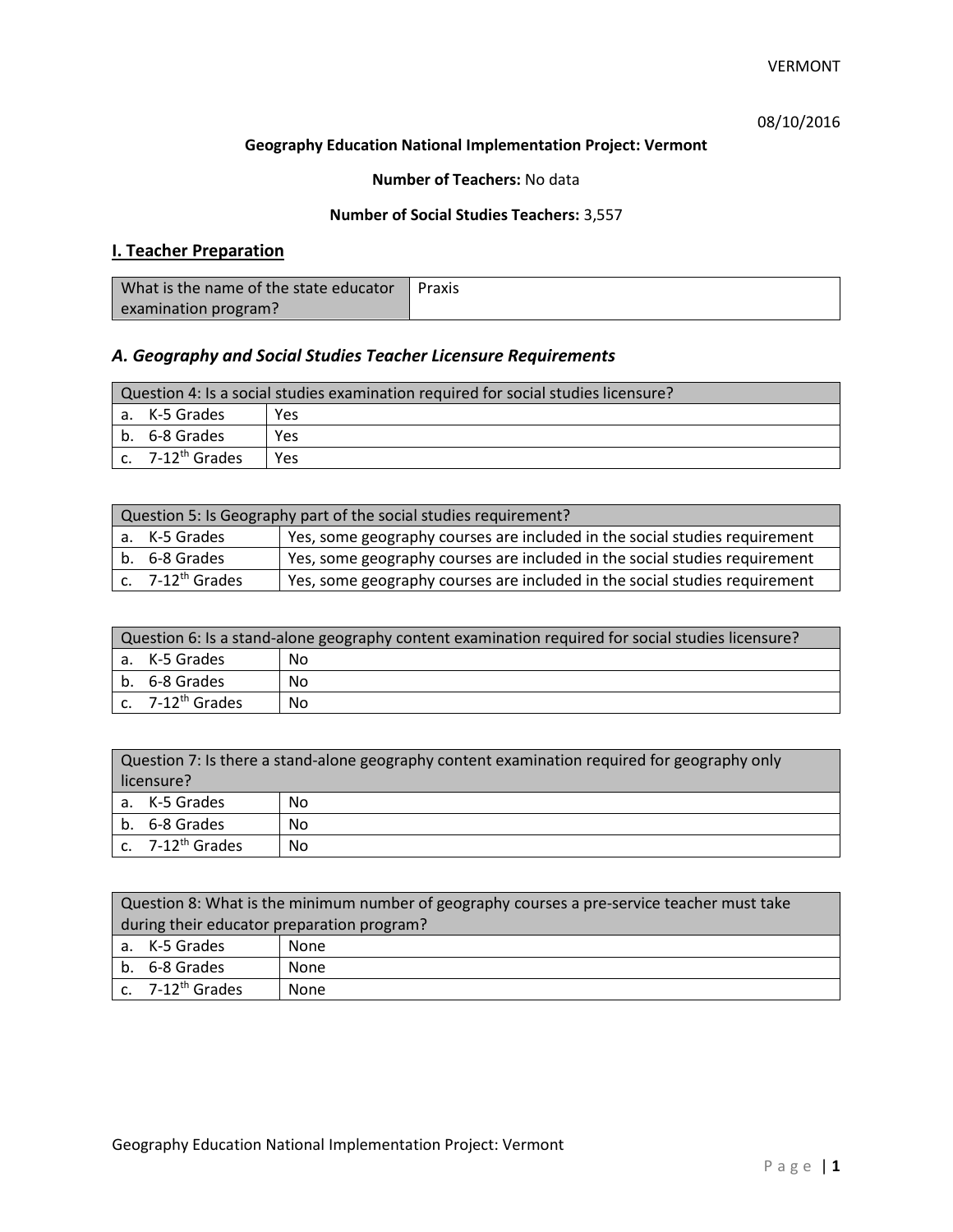VERMONT

08/10/2016

**Geography Education National Implementation Project: Vermont**

**Number of Teachers:** No data

**Number of Social Studies Teachers:** 3,557

## I. Teacher Preparation

| What is the name of the state educator examination program? | Praxis |
|---|---|

### *A. Geography and Social Studies Teacher Licensure Requirements*

| Question 4: Is a social studies examination required for social studies licensure? | |
|---|---|
| a. K-5 Grades | Yes |
| b. 6-8 Grades | Yes |
| c. 7-12th Grades | Yes |

| Question 5: Is Geography part of the social studies requirement? | |
|---|---|
| a. K-5 Grades | Yes, some geography courses are included in the social studies requirement |
| b. 6-8 Grades | Yes, some geography courses are included in the social studies requirement |
| c. 7-12th Grades | Yes, some geography courses are included in the social studies requirement |

| Question 6: Is a stand-alone geography content examination required for social studies licensure? | |
|---|---|
| a. K-5 Grades | No |
| b. 6-8 Grades | No |
| c. 7-12th Grades | No |

| Question 7: Is there a stand-alone geography content examination required for geography only licensure? | |
|---|---|
| a. K-5 Grades | No |
| b. 6-8 Grades | No |
| c. 7-12th Grades | No |

| Question 8: What is the minimum number of geography courses a pre-service teacher must take during their educator preparation program? | |
|---|---|
| a. K-5 Grades | None |
| b. 6-8 Grades | None |
| c. 7-12th Grades | None |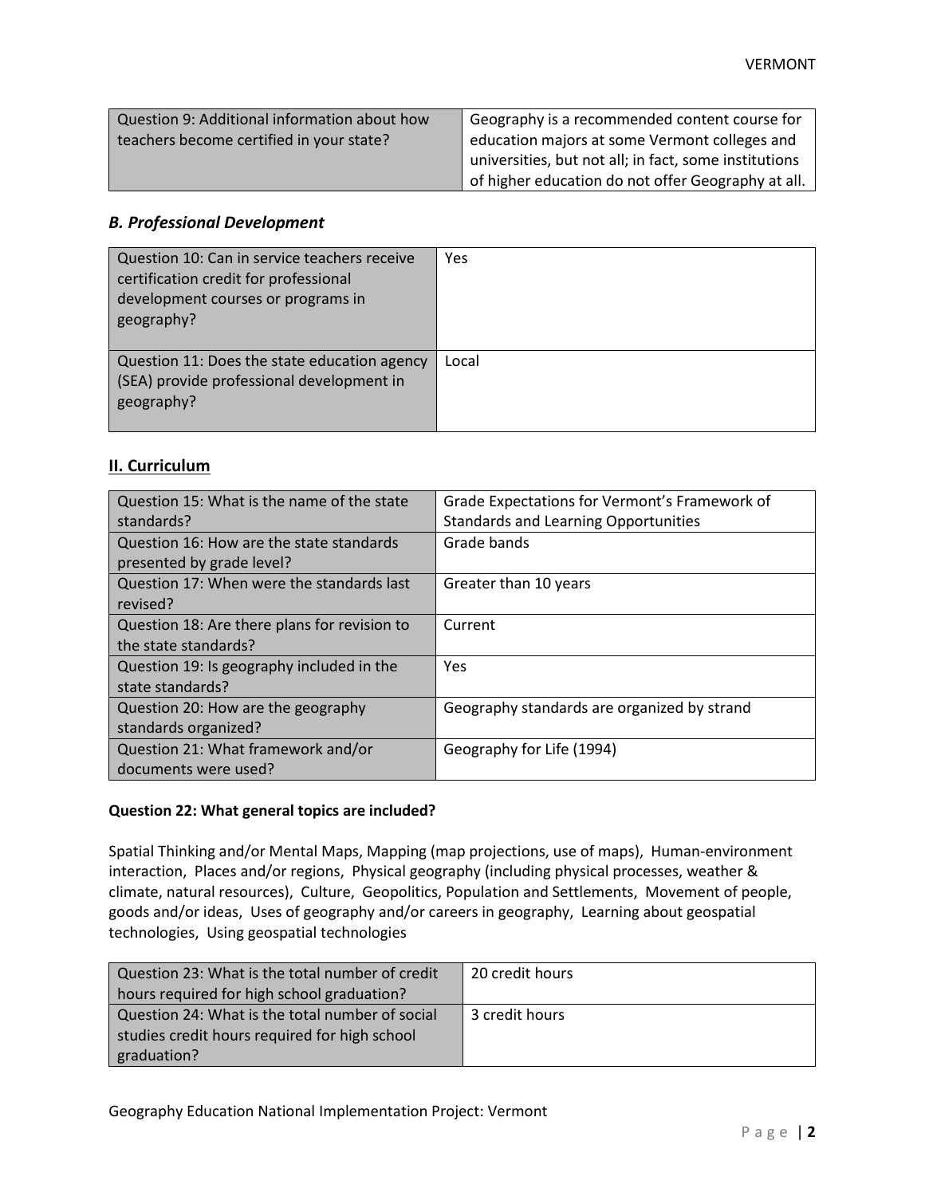| Question 9: Additional information about how teachers become certified in your state? | Geography is a recommended content course for education majors at some Vermont colleges and universities, but not all; in fact, some institutions of higher education do not offer Geography at all. |
|---|---|

### *B. Professional Development*

| Question 10: Can in service teachers receive certification credit for professional development courses or programs in geography? | Yes |
|---|---|
| Question 11: Does the state education agency (SEA) provide professional development in geography? | Local |

## II. Curriculum

| Question 15: What is the name of the state standards? | Grade Expectations for Vermont's Framework of Standards and Learning Opportunities |
|---|---|
| Question 16: How are the state standards presented by grade level? | Grade bands |
| Question 17: When were the standards last revised? | Greater than 10 years |
| Question 18: Are there plans for revision to the state standards? | Current |
| Question 19: Is geography included in the state standards? | Yes |
| Question 20: How are the geography standards organized? | Geography standards are organized by strand |
| Question 21: What framework and/or documents were used? | Geography for Life (1994) |

**Question 22: What general topics are included?**

Spatial Thinking and/or Mental Maps, Mapping (map projections, use of maps), Human-environment interaction, Places and/or regions, Physical geography (including physical processes, weather & climate, natural resources), Culture, Geopolitics, Population and Settlements, Movement of people, goods and/or ideas, Uses of geography and/or careers in geography, Learning about geospatial technologies, Using geospatial technologies

| Question 23: What is the total number of credit hours required for high school graduation? | 20 credit hours |
|---|---|
| Question 24: What is the total number of social studies credit hours required for high school graduation? | 3 credit hours |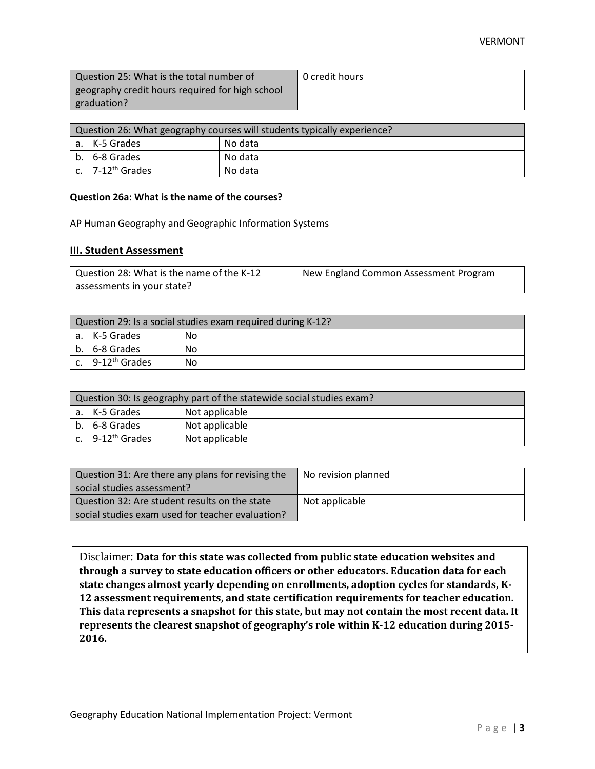| | |
|---|---|
| Question 25: What is the total number of geography credit hours required for high school graduation? | 0 credit hours |

| Question 26: What geography courses will students typically experience? | |
|---|---|
| a. K-5 Grades | No data |
| b. 6-8 Grades | No data |
| c. 7-12th Grades | No data |

**Question 26a: What is the name of the courses?**

AP Human Geography and Geographic Information Systems

## III. Student Assessment

| | |
|---|---|
| Question 28: What is the name of the K-12 assessments in your state? | New England Common Assessment Program |

| Question 29: Is a social studies exam required during K-12? | |
|---|---|
| a. K-5 Grades | No |
| b. 6-8 Grades | No |
| c. 9-12th Grades | No |

| Question 30: Is geography part of the statewide social studies exam? | |
|---|---|
| a. K-5 Grades | Not applicable |
| b. 6-8 Grades | Not applicable |
| c. 9-12th Grades | Not applicable |

| | |
|---|---|
| Question 31: Are there any plans for revising the social studies assessment? | No revision planned |
| Question 32: Are student results on the state social studies exam used for teacher evaluation? | Not applicable |

Disclaimer: **Data for this state was collected from public state education websites and through a survey to state education officers or other educators. Education data for each state changes almost yearly depending on enrollments, adoption cycles for standards, K-12 assessment requirements, and state certification requirements for teacher education. This data represents a snapshot for this state, but may not contain the most recent data. It represents the clearest snapshot of geography's role within K-12 education during 2015-2016.**